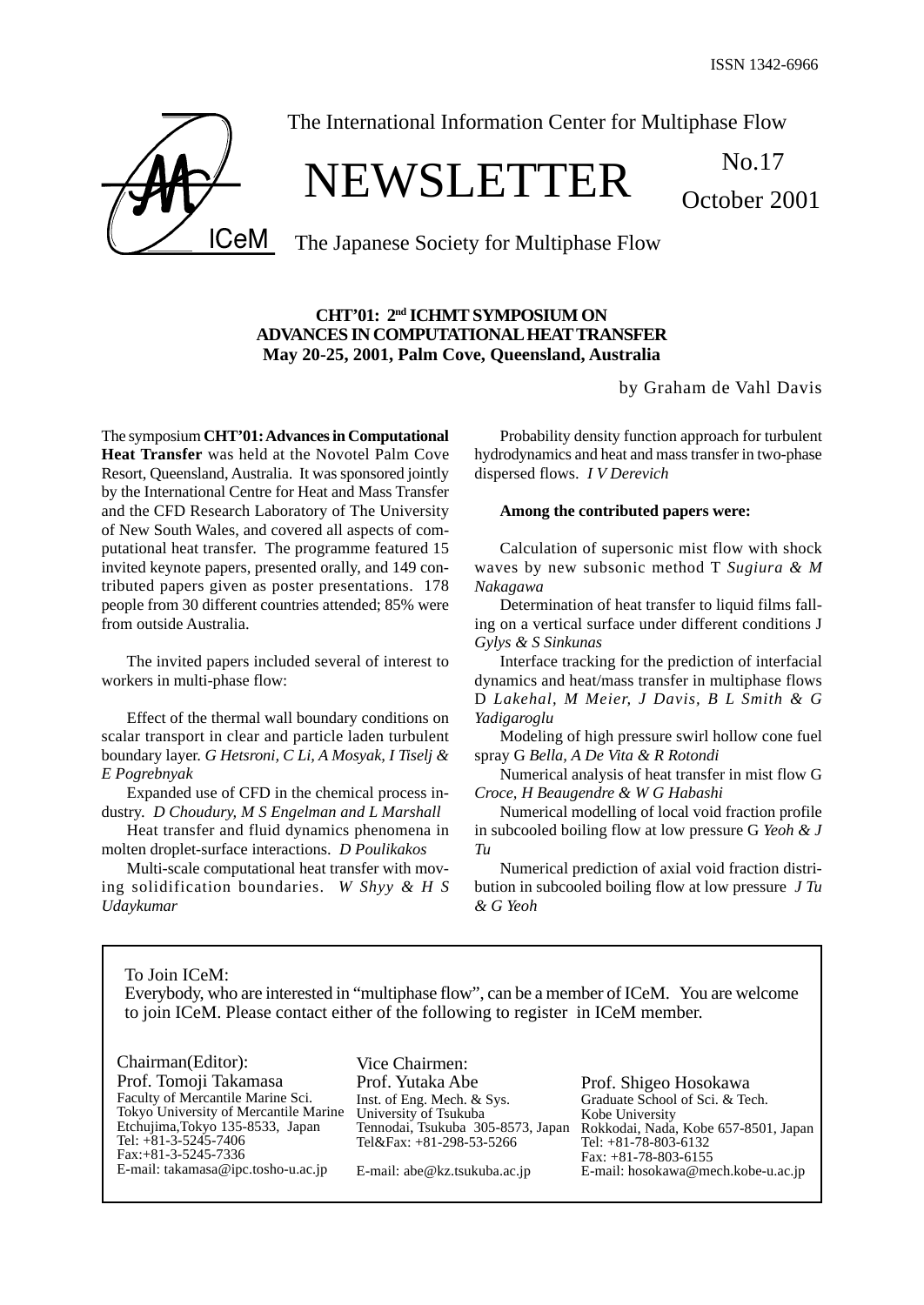ISSN 1342-6966

The International Information Center for Multiphase Flow

# NEWSLETTER

No.17

October 2001

The Japanese Society for Multiphase Flow

## CHT'01: 2nd ICHMT SYMPOSIUM ON ADVANCES IN COMPUTATIONAL HEAT TRANSFER May 20-25, 2001, Palm Cove, Queensland, Australia

by Graham de Vahl Davis

The symposium **CHT'01: Advances in Computational Heat Transfer** was held at the Novotel Palm Cove Resort, Queensland, Australia. It was sponsored jointly by the International Centre for Heat and Mass Transfer and the CFD Research Laboratory of The University of New South Wales, and covered all aspects of computational heat transfer. The programme featured 15 invited keynote papers, presented orally, and 149 contributed papers given as poster presentations. 178 people from 30 different countries attended; 85% were from outside Australia.

The invited papers included several of interest to workers in multi-phase flow:

Effect of the thermal wall boundary conditions on scalar transport in clear and particle laden turbulent boundary layer. *G Hetsroni, C Li, A Mosyak, I Tiselj & E Pogrebnyak*

Expanded use of CFD in the chemical process industry. *D Choudury, M S Engelman and L Marshall*

Heat transfer and fluid dynamics phenomena in molten droplet-surface interactions. *D Poulikakos*

Multi-scale computational heat transfer with moving solidification boundaries. *W Shyy & H S Udaykumar*

Probability density function approach for turbulent hydrodynamics and heat and mass transfer in two-phase dispersed flows. *I V Derevich*

**Among the contributed papers were:**

Calculation of supersonic mist flow with shock waves by new subsonic method T *Sugiura & M Nakagawa*

Determination of heat transfer to liquid films falling on a vertical surface under different conditions J *Gylys & S Sinkunas*

Interface tracking for the prediction of interfacial dynamics and heat/mass transfer in multiphase flows D *Lakehal, M Meier, J Davis, B L Smith & G Yadigaroglu*

Modeling of high pressure swirl hollow cone fuel spray G *Bella, A De Vita & R Rotondi*

Numerical analysis of heat transfer in mist flow G *Croce, H Beaugendre & W G Habashi*

Numerical modelling of local void fraction profile in subcooled boiling flow at low pressure G *Yeoh & J Tu*

Numerical prediction of axial void fraction distribution in subcooled boiling flow at low pressure *J Tu & G Yeoh*

---

To Join ICeM:
Everybody, who are interested in "multiphase flow", can be a member of ICeM. You are welcome to join ICeM. Please contact either of the following to register in ICeM member.

Chairman(Editor):
Prof. Tomoji Takamasa
Faculty of Mercantile Marine Sci.
Tokyo University of Mercantile Marine
Etchujima,Tokyo 135-8533, Japan
Tel: +81-3-5245-7406
Fax:+81-3-5245-7336
E-mail: takamasa@ipc.tosho-u.ac.jp

Vice Chairmen:
Prof. Yutaka Abe
Inst. of Eng. Mech. & Sys.
University of Tsukuba
Tennodai, Tsukuba 305-8573, Japan
Tel&Fax: +81-298-53-5266
E-mail: abe@kz.tsukuba.ac.jp

Prof. Shigeo Hosokawa
Graduate School of Sci. & Tech.
Kobe University
Rokkodai, Nada, Kobe 657-8501, Japan
Tel: +81-78-803-6132
Fax: +81-78-803-6155
E-mail: hosokawa@mech.kobe-u.ac.jp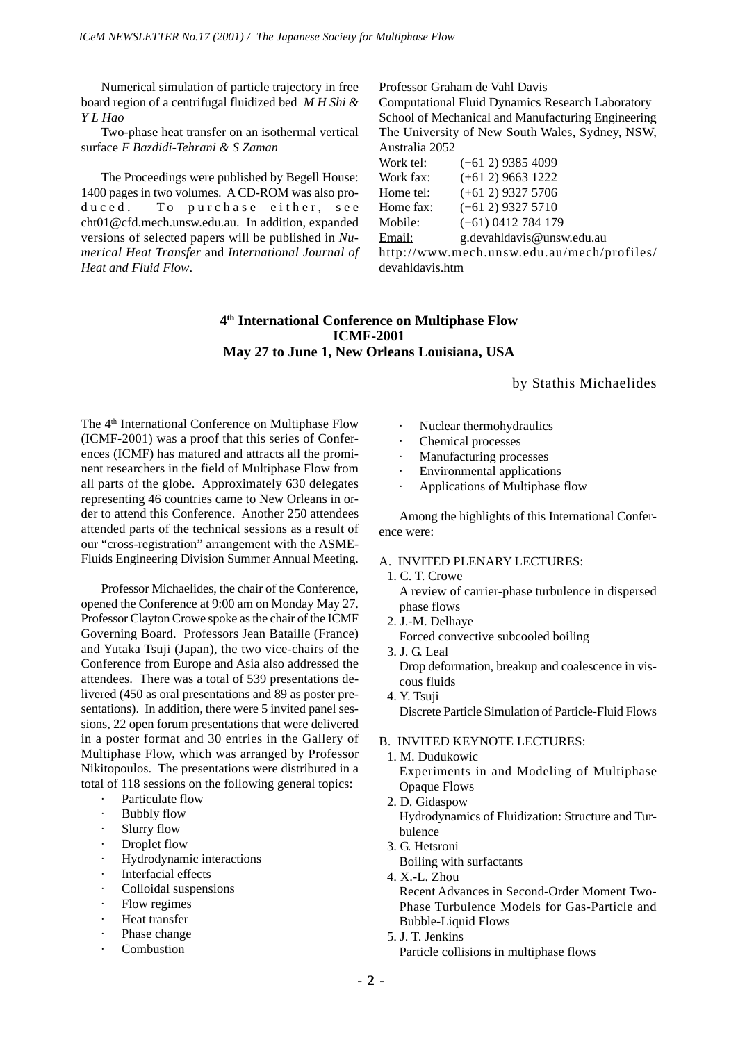Numerical simulation of particle trajectory in free board region of a centrifugal fluidized bed *M H Shi & Y L Hao*

Two-phase heat transfer on an isothermal vertical surface *F Bazdidi-Tehrani & S Zaman*

The Proceedings were published by Begell House: 1400 pages in two volumes. A CD-ROM was also produced. To purchase either, see cht01@cfd.mech.unsw.edu.au. In addition, expanded versions of selected papers will be published in *Numerical Heat Transfer* and *International Journal of Heat and Fluid Flow*.

Professor Graham de Vahl Davis
Computational Fluid Dynamics Research Laboratory
School of Mechanical and Manufacturing Engineering
The University of New South Wales, Sydney, NSW, Australia 2052

Work tel: (+61 2) 9385 4099
Work fax: (+61 2) 9663 1222
Home tel: (+61 2) 9327 5706
Home fax: (+61 2) 9327 5710
Mobile: (+61) 0412 784 179
Email: g.devahldavis@unsw.edu.au
http://www.mech.unsw.edu.au/mech/profiles/devahldavis.htm

## 4th International Conference on Multiphase Flow ICMF-2001 May 27 to June 1, New Orleans Louisiana, USA

by Stathis Michaelides

The 4th International Conference on Multiphase Flow (ICMF-2001) was a proof that this series of Conferences (ICMF) has matured and attracts all the prominent researchers in the field of Multiphase Flow from all parts of the globe. Approximately 630 delegates representing 46 countries came to New Orleans in order to attend this Conference. Another 250 attendees attended parts of the technical sessions as a result of our "cross-registration" arrangement with the ASME-Fluids Engineering Division Summer Annual Meeting.

Professor Michaelides, the chair of the Conference, opened the Conference at 9:00 am on Monday May 27. Professor Clayton Crowe spoke as the chair of the ICMF Governing Board. Professors Jean Bataille (France) and Yutaka Tsuji (Japan), the two vice-chairs of the Conference from Europe and Asia also addressed the attendees. There was a total of 539 presentations delivered (450 as oral presentations and 89 as poster presentations). In addition, there were 5 invited panel sessions, 22 open forum presentations that were delivered in a poster format and 30 entries in the Gallery of Multiphase Flow, which was arranged by Professor Nikitopoulos. The presentations were distributed in a total of 118 sessions on the following general topics:

- Particulate flow
- Bubbly flow
- Slurry flow
- Droplet flow
- Hydrodynamic interactions
- Interfacial effects
- Colloidal suspensions
- Flow regimes
- Heat transfer
- Phase change
- Combustion
- Nuclear thermohydraulics
- Chemical processes
- Manufacturing processes
- Environmental applications
- Applications of Multiphase flow

Among the highlights of this International Conference were:

A. INVITED PLENARY LECTURES:

1. C. T. Crowe
   A review of carrier-phase turbulence in dispersed phase flows
2. J.-M. Delhaye
   Forced convective subcooled boiling
3. J. G. Leal
   Drop deformation, breakup and coalescence in viscous fluids
4. Y. Tsuji
   Discrete Particle Simulation of Particle-Fluid Flows

B. INVITED KEYNOTE LECTURES:

1. M. Dudukowic
   Experiments in and Modeling of Multiphase Opaque Flows
2. D. Gidaspow
   Hydrodynamics of Fluidization: Structure and Turbulence
3. G. Hetsroni
   Boiling with surfactants
4. X.-L. Zhou
   Recent Advances in Second-Order Moment Two-Phase Turbulence Models for Gas-Particle and Bubble-Liquid Flows
5. J. T. Jenkins
   Particle collisions in multiphase flows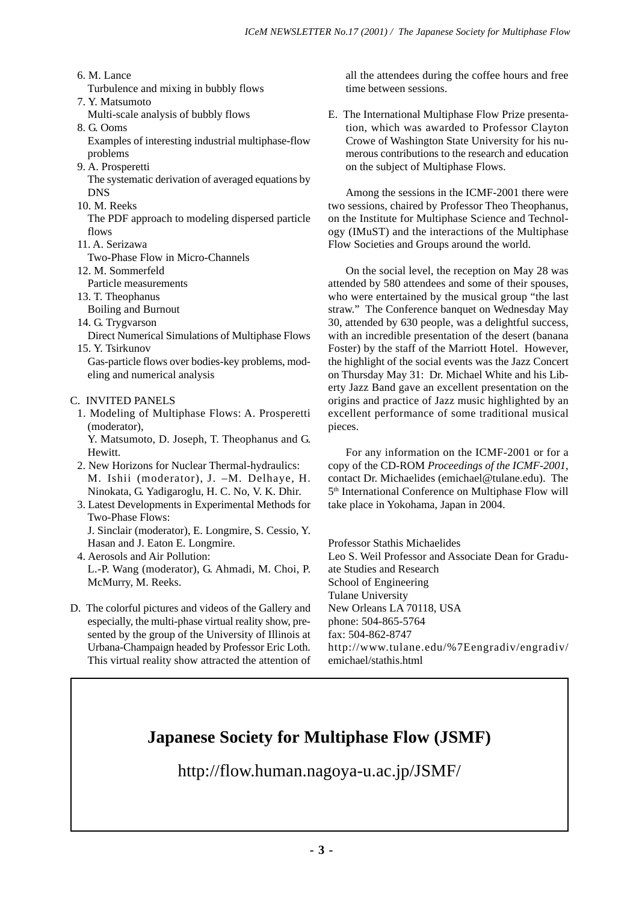6. M. Lance
   Turbulence and mixing in bubbly flows
7. Y. Matsumoto
   Multi-scale analysis of bubbly flows
8. G. Ooms
   Examples of interesting industrial multiphase-flow problems
9. A. Prosperetti
   The systematic derivation of averaged equations by DNS
10. M. Reeks
    The PDF approach to modeling dispersed particle flows
11. A. Serizawa
    Two-Phase Flow in Micro-Channels
12. M. Sommerfeld
    Particle measurements
13. T. Theophanus
    Boiling and Burnout
14. G. Trygvarson
    Direct Numerical Simulations of Multiphase Flows
15. Y. Tsirkunov
    Gas-particle flows over bodies-key problems, modeling and numerical analysis

C. INVITED PANELS

1. Modeling of Multiphase Flows: A. Prosperetti (moderator),
   Y. Matsumoto, D. Joseph, T. Theophanus and G. Hewitt.
2. New Horizons for Nuclear Thermal-hydraulics: M. Ishii (moderator), J. –M. Delhaye, H. Ninokata, G. Yadigaroglu, H. C. No, V. K. Dhir.
3. Latest Developments in Experimental Methods for Two-Phase Flows:
   J. Sinclair (moderator), E. Longmire, S. Cessio, Y. Hasan and J. Eaton E. Longmire.
4. Aerosols and Air Pollution:
   L.-P. Wang (moderator), G. Ahmadi, M. Choi, P. McMurry, M. Reeks.

D. The colorful pictures and videos of the Gallery and especially, the multi-phase virtual reality show, presented by the group of the University of Illinois at Urbana-Champaign headed by Professor Eric Loth. This virtual reality show attracted the attention of all the attendees during the coffee hours and free time between sessions.

E. The International Multiphase Flow Prize presentation, which was awarded to Professor Clayton Crowe of Washington State University for his numerous contributions to the research and education on the subject of Multiphase Flows.

Among the sessions in the ICMF-2001 there were two sessions, chaired by Professor Theo Theophanus, on the Institute for Multiphase Science and Technology (IMuST) and the interactions of the Multiphase Flow Societies and Groups around the world.

On the social level, the reception on May 28 was attended by 580 attendees and some of their spouses, who were entertained by the musical group "the last straw." The Conference banquet on Wednesday May 30, attended by 630 people, was a delightful success, with an incredible presentation of the desert (banana Foster) by the staff of the Marriott Hotel. However, the highlight of the social events was the Jazz Concert on Thursday May 31: Dr. Michael White and his Liberty Jazz Band gave an excellent presentation on the origins and practice of Jazz music highlighted by an excellent performance of some traditional musical pieces.

For any information on the ICMF-2001 or for a copy of the CD-ROM *Proceedings of the ICMF-2001*, contact Dr. Michaelides (emichael@tulane.edu). The 5th International Conference on Multiphase Flow will take place in Yokohama, Japan in 2004.

Professor Stathis Michaelides
Leo S. Weil Professor and Associate Dean for Graduate Studies and Research
School of Engineering
Tulane University
New Orleans LA 70118, USA
phone: 504-865-5764
fax: 504-862-8747
http://www.tulane.edu/%7Eengradiv/engradiv/emichael/stathis.html

## Japanese Society for Multiphase Flow (JSMF)

http://flow.human.nagoya-u.ac.jp/JSMF/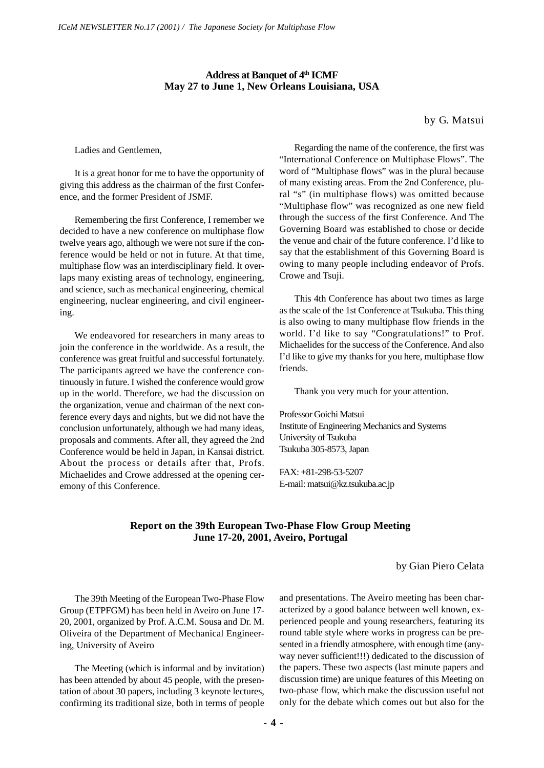## Address at Banquet of 4th ICMF
## May 27 to June 1, New Orleans Louisiana, USA

by G. Matsui

Ladies and Gentlemen,

It is a great honor for me to have the opportunity of giving this address as the chairman of the first Conference, and the former President of JSMF.

Remembering the first Conference, I remember we decided to have a new conference on multiphase flow twelve years ago, although we were not sure if the conference would be held or not in future. At that time, multiphase flow was an interdisciplinary field. It overlaps many existing areas of technology, engineering, and science, such as mechanical engineering, chemical engineering, nuclear engineering, and civil engineering.

We endeavored for researchers in many areas to join the conference in the worldwide. As a result, the conference was great fruitful and successful fortunately. The participants agreed we have the conference continuously in future. I wished the conference would grow up in the world. Therefore, we had the discussion on the organization, venue and chairman of the next conference every days and nights, but we did not have the conclusion unfortunately, although we had many ideas, proposals and comments. After all, they agreed the 2nd Conference would be held in Japan, in Kansai district. About the process or details after that, Profs. Michaelides and Crowe addressed at the opening ceremony of this Conference.

Regarding the name of the conference, the first was "International Conference on Multiphase Flows". The word of "Multiphase flows" was in the plural because of many existing areas. From the 2nd Conference, plural "s" (in multiphase flows) was omitted because "Multiphase flow" was recognized as one new field through the success of the first Conference. And The Governing Board was established to chose or decide the venue and chair of the future conference. I'd like to say that the establishment of this Governing Board is owing to many people including endeavor of Profs. Crowe and Tsuji.

This 4th Conference has about two times as large as the scale of the 1st Conference at Tsukuba. This thing is also owing to many multiphase flow friends in the world. I'd like to say "Congratulations!" to Prof. Michaelides for the success of the Conference. And also I'd like to give my thanks for you here, multiphase flow friends.

Thank you very much for your attention.

Professor Goichi Matsui
Institute of Engineering Mechanics and Systems
University of Tsukuba
Tsukuba 305-8573, Japan

FAX: +81-298-53-5207
E-mail: matsui@kz.tsukuba.ac.jp

## Report on the 39th European Two-Phase Flow Group Meeting
## June 17-20, 2001, Aveiro, Portugal

by Gian Piero Celata

The 39th Meeting of the European Two-Phase Flow Group (ETPFGM) has been held in Aveiro on June 17-20, 2001, organized by Prof. A.C.M. Sousa and Dr. M. Oliveira of the Department of Mechanical Engineering, University of Aveiro

The Meeting (which is informal and by invitation) has been attended by about 45 people, with the presentation of about 30 papers, including 3 keynote lectures, confirming its traditional size, both in terms of people and presentations. The Aveiro meeting has been characterized by a good balance between well known, experienced people and young researchers, featuring its round table style where works in progress can be presented in a friendly atmosphere, with enough time (anyway never sufficient!!!) dedicated to the discussion of the papers. These two aspects (last minute papers and discussion time) are unique features of this Meeting on two-phase flow, which make the discussion useful not only for the debate which comes out but also for the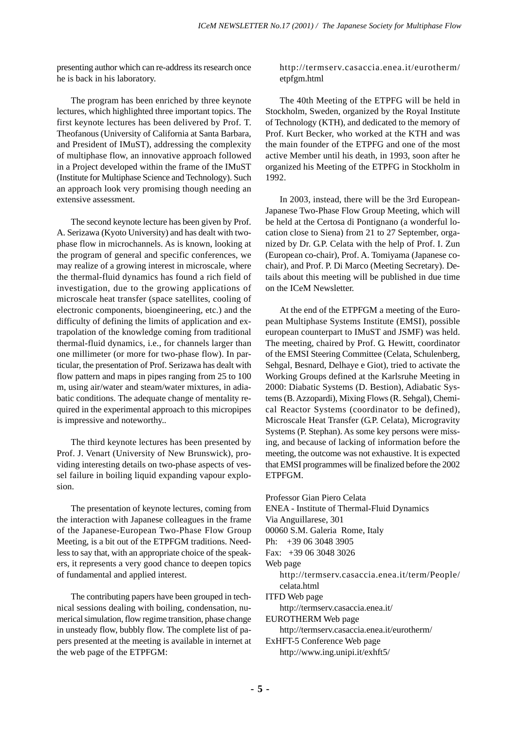presenting author which can re-address its research once he is back in his laboratory.

The program has been enriched by three keynote lectures, which highlighted three important topics. The first keynote lectures has been delivered by Prof. T. Theofanous (University of California at Santa Barbara, and President of IMuST), addressing the complexity of multiphase flow, an innovative approach followed in a Project developed within the frame of the IMuST (Institute for Multiphase Science and Technology). Such an approach look very promising though needing an extensive assessment.

The second keynote lecture has been given by Prof. A. Serizawa (Kyoto University) and has dealt with two-phase flow in microchannels. As is known, looking at the program of general and specific conferences, we may realize of a growing interest in microscale, where the thermal-fluid dynamics has found a rich field of investigation, due to the growing applications of microscale heat transfer (space satellites, cooling of electronic components, bioengineering, etc.) and the difficulty of defining the limits of application and extrapolation of the knowledge coming from traditional thermal-fluid dynamics, i.e., for channels larger than one millimeter (or more for two-phase flow). In particular, the presentation of Prof. Serizawa has dealt with flow pattern and maps in pipes ranging from 25 to 100 m, using air/water and steam/water mixtures, in adiabatic conditions. The adequate change of mentality required in the experimental approach to this micropipes is impressive and noteworthy..

The third keynote lectures has been presented by Prof. J. Venart (University of New Brunswick), providing interesting details on two-phase aspects of vessel failure in boiling liquid expanding vapour explosion.

The presentation of keynote lectures, coming from the interaction with Japanese colleagues in the frame of the Japanese-European Two-Phase Flow Group Meeting, is a bit out of the ETPFGM traditions. Needless to say that, with an appropriate choice of the speakers, it represents a very good chance to deepen topics of fundamental and applied interest.

The contributing papers have been grouped in technical sessions dealing with boiling, condensation, numerical simulation, flow regime transition, phase change in unsteady flow, bubbly flow. The complete list of papers presented at the meeting is available in internet at the web page of the ETPFGM:

http://termserv.casaccia.enea.it/eurotherm/etpfgm.html

The 40th Meeting of the ETPFG will be held in Stockholm, Sweden, organized by the Royal Institute of Technology (KTH), and dedicated to the memory of Prof. Kurt Becker, who worked at the KTH and was the main founder of the ETPFG and one of the most active Member until his death, in 1993, soon after he organized his Meeting of the ETPFG in Stockholm in 1992.

In 2003, instead, there will be the 3rd European-Japanese Two-Phase Flow Group Meeting, which will be held at the Certosa di Pontignano (a wonderful location close to Siena) from 21 to 27 September, organized by Dr. G.P. Celata with the help of Prof. I. Zun (European co-chair), Prof. A. Tomiyama (Japanese co-chair), and Prof. P. Di Marco (Meeting Secretary). Details about this meeting will be published in due time on the ICeM Newsletter.

At the end of the ETPFGM a meeting of the European Multiphase Systems Institute (EMSI), possible european counterpart to IMuST and JSMF) was held. The meeting, chaired by Prof. G. Hewitt, coordinator of the EMSI Steering Committee (Celata, Schulenberg, Sehgal, Besnard, Delhaye e Giot), tried to activate the Working Groups defined at the Karlsruhe Meeting in 2000: Diabatic Systems (D. Bestion), Adiabatic Systems (B. Azzopardi), Mixing Flows (R. Sehgal), Chemical Reactor Systems (coordinator to be defined), Microscale Heat Transfer (G.P. Celata), Microgravity Systems (P. Stephan). As some key persons were missing, and because of lacking of information before the meeting, the outcome was not exhaustive. It is expected that EMSI programmes will be finalized before the 2002 ETPFGM.

Professor Gian Piero Celata
ENEA - Institute of Thermal-Fluid Dynamics
Via Anguillarese, 301
00060 S.M. Galeria Rome, Italy
Ph: +39 06 3048 3905
Fax: +39 06 3048 3026
Web page
http://termserv.casaccia.enea.it/term/People/celata.html
ITFD Web page
http://termserv.casaccia.enea.it/
EUROTHERM Web page
http://termserv.casaccia.enea.it/eurotherm/
ExHFT-5 Conference Web page
http://www.ing.unipi.it/exhft5/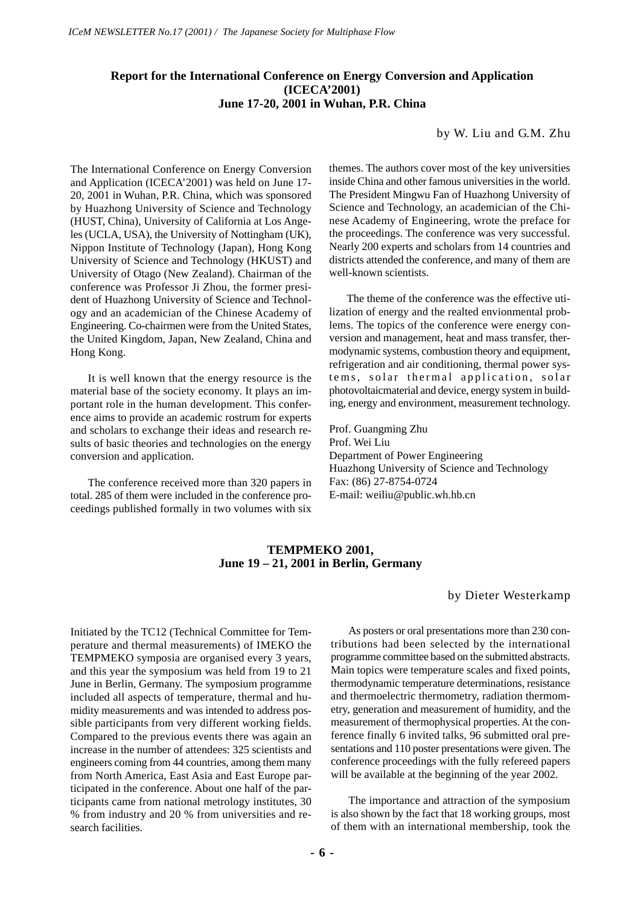## Report for the International Conference on Energy Conversion and Application (ICECA'2001)
## June 17-20, 2001 in Wuhan, P.R. China

by W. Liu and G.M. Zhu

The International Conference on Energy Conversion and Application (ICECA'2001) was held on June 17-20, 2001 in Wuhan, P.R. China, which was sponsored by Huazhong University of Science and Technology (HUST, China), University of California at Los Angeles (UCLA, USA), the University of Nottingham (UK), Nippon Institute of Technology (Japan), Hong Kong University of Science and Technology (HKUST) and University of Otago (New Zealand). Chairman of the conference was Professor Ji Zhou, the former president of Huazhong University of Science and Technology and an academician of the Chinese Academy of Engineering. Co-chairmen were from the United States, the United Kingdom, Japan, New Zealand, China and Hong Kong.

It is well known that the energy resource is the material base of the society economy. It plays an important role in the human development. This conference aims to provide an academic rostrum for experts and scholars to exchange their ideas and research results of basic theories and technologies on the energy conversion and application.

The conference received more than 320 papers in total. 285 of them were included in the conference proceedings published formally in two volumes with six themes. The authors cover most of the key universities inside China and other famous universities in the world. The President Mingwu Fan of Huazhong University of Science and Technology, an academician of the Chinese Academy of Engineering, wrote the preface for the proceedings. The conference was very successful. Nearly 200 experts and scholars from 14 countries and districts attended the conference, and many of them are well-known scientists.

The theme of the conference was the effective utilization of energy and the realted envionmental problems. The topics of the conference were energy conversion and management, heat and mass transfer, thermodynamic systems, combustion theory and equipment, refrigeration and air conditioning, thermal power systems, solar thermal application, solar photovoltaicmaterial and device, energy system in building, energy and environment, measurement technology.

Prof. Guangming Zhu
Prof. Wei Liu
Department of Power Engineering
Huazhong University of Science and Technology
Fax: (86) 27-8754-0724
E-mail: weiliu@public.wh.hb.cn

## TEMPMEKO 2001,
## June 19 – 21, 2001 in Berlin, Germany

by Dieter Westerkamp

Initiated by the TC12 (Technical Committee for Temperature and thermal measurements) of IMEKO the TEMPMEKO symposia are organised every 3 years, and this year the symposium was held from 19 to 21 June in Berlin, Germany. The symposium programme included all aspects of temperature, thermal and humidity measurements and was intended to address possible participants from very different working fields. Compared to the previous events there was again an increase in the number of attendees: 325 scientists and engineers coming from 44 countries, among them many from North America, East Asia and East Europe participated in the conference. About one half of the participants came from national metrology institutes, 30 % from industry and 20 % from universities and research facilities.

As posters or oral presentations more than 230 contributions had been selected by the international programme committee based on the submitted abstracts. Main topics were temperature scales and fixed points, thermodynamic temperature determinations, resistance and thermoelectric thermometry, radiation thermometry, generation and measurement of humidity, and the measurement of thermophysical properties. At the conference finally 6 invited talks, 96 submitted oral presentations and 110 poster presentations were given. The conference proceedings with the fully refereed papers will be available at the beginning of the year 2002.

The importance and attraction of the symposium is also shown by the fact that 18 working groups, most of them with an international membership, took the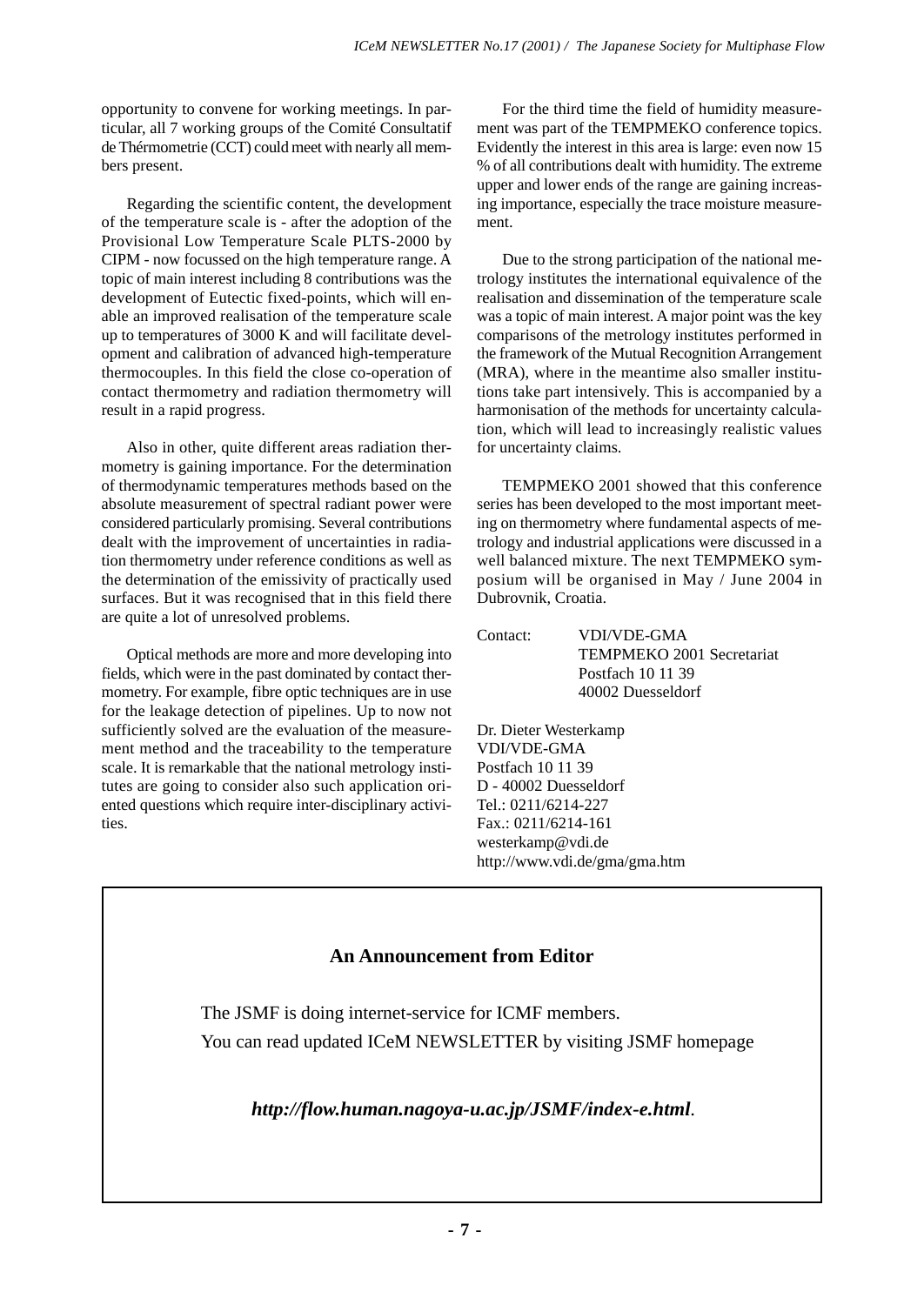opportunity to convene for working meetings. In particular, all 7 working groups of the Comité Consultatif de Thérmometrie (CCT) could meet with nearly all members present.

Regarding the scientific content, the development of the temperature scale is - after the adoption of the Provisional Low Temperature Scale PLTS-2000 by CIPM - now focussed on the high temperature range. A topic of main interest including 8 contributions was the development of Eutectic fixed-points, which will enable an improved realisation of the temperature scale up to temperatures of 3000 K and will facilitate development and calibration of advanced high-temperature thermocouples. In this field the close co-operation of contact thermometry and radiation thermometry will result in a rapid progress.

Also in other, quite different areas radiation thermometry is gaining importance. For the determination of thermodynamic temperatures methods based on the absolute measurement of spectral radiant power were considered particularly promising. Several contributions dealt with the improvement of uncertainties in radiation thermometry under reference conditions as well as the determination of the emissivity of practically used surfaces. But it was recognised that in this field there are quite a lot of unresolved problems.

Optical methods are more and more developing into fields, which were in the past dominated by contact thermometry. For example, fibre optic techniques are in use for the leakage detection of pipelines. Up to now not sufficiently solved are the evaluation of the measurement method and the traceability to the temperature scale. It is remarkable that the national metrology institutes are going to consider also such application oriented questions which require inter-disciplinary activities.

For the third time the field of humidity measurement was part of the TEMPMEKO conference topics. Evidently the interest in this area is large: even now 15 % of all contributions dealt with humidity. The extreme upper and lower ends of the range are gaining increasing importance, especially the trace moisture measurement.

Due to the strong participation of the national metrology institutes the international equivalence of the realisation and dissemination of the temperature scale was a topic of main interest. A major point was the key comparisons of the metrology institutes performed in the framework of the Mutual Recognition Arrangement (MRA), where in the meantime also smaller institutions take part intensively. This is accompanied by a harmonisation of the methods for uncertainty calculation, which will lead to increasingly realistic values for uncertainty claims.

TEMPMEKO 2001 showed that this conference series has been developed to the most important meeting on thermometry where fundamental aspects of metrology and industrial applications were discussed in a well balanced mixture. The next TEMPMEKO symposium will be organised in May / June 2004 in Dubrovnik, Croatia.

Contact: VDI/VDE-GMA
TEMPMEKO 2001 Secretariat
Postfach 10 11 39
40002 Duesseldorf

Dr. Dieter Westerkamp
VDI/VDE-GMA
Postfach 10 11 39
D - 40002 Duesseldorf
Tel.: 0211/6214-227
Fax.: 0211/6214-161
westerkamp@vdi.de
http://www.vdi.de/gma/gma.htm

## An Announcement from Editor

The JSMF is doing internet-service for ICMF members.
You can read updated ICeM NEWSLETTER by visiting JSMF homepage

***http://flow.human.nagoya-u.ac.jp/JSMF/index-e.html***.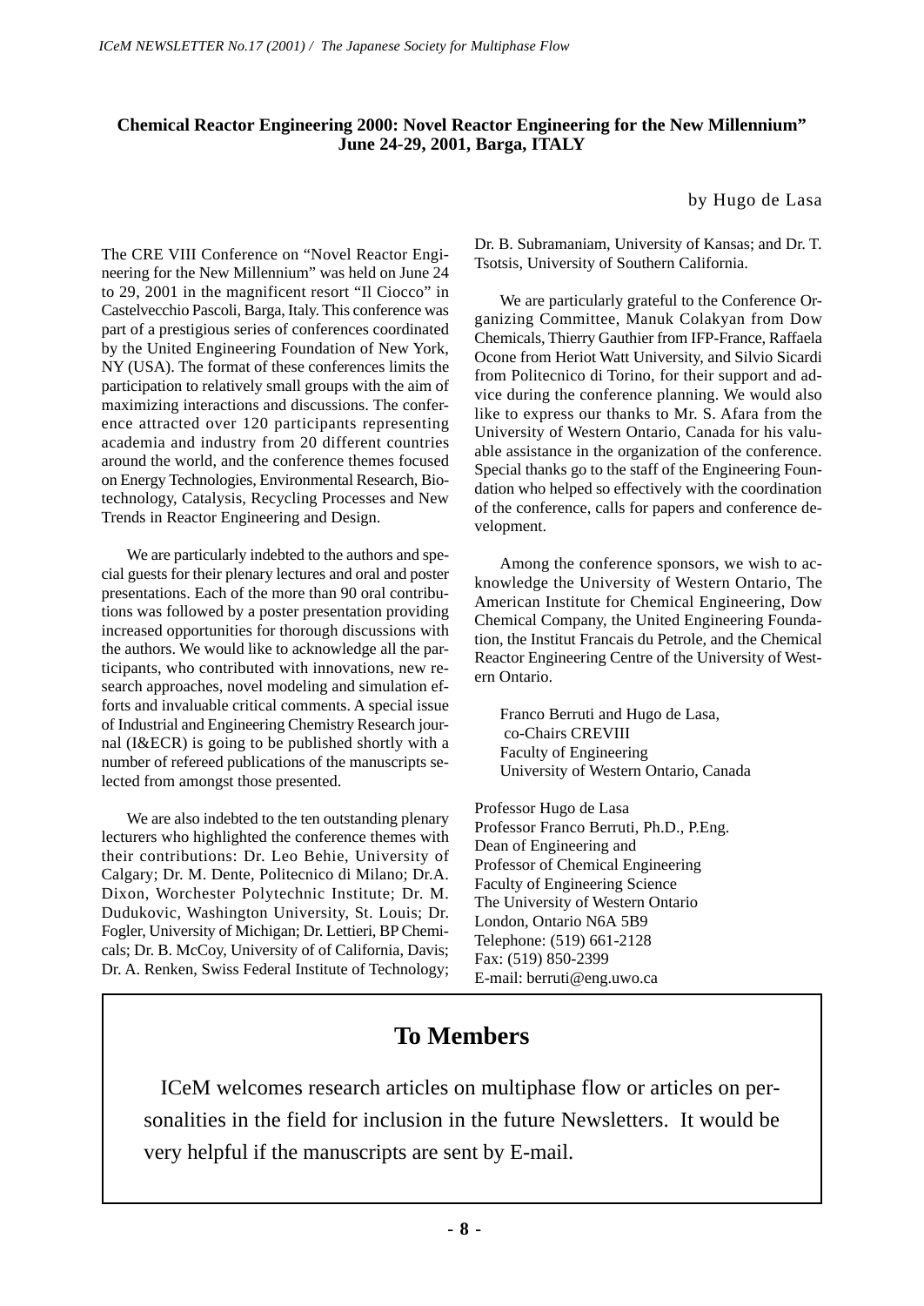## Chemical Reactor Engineering 2000: Novel Reactor Engineering for the New Millennium"
## June 24-29, 2001, Barga, ITALY

by Hugo de Lasa

The CRE VIII Conference on "Novel Reactor Engineering for the New Millennium" was held on June 24 to 29, 2001 in the magnificent resort "Il Ciocco" in Castelvecchio Pascoli, Barga, Italy. This conference was part of a prestigious series of conferences coordinated by the United Engineering Foundation of New York, NY (USA). The format of these conferences limits the participation to relatively small groups with the aim of maximizing interactions and discussions. The conference attracted over 120 participants representing academia and industry from 20 different countries around the world, and the conference themes focused on Energy Technologies, Environmental Research, Biotechnology, Catalysis, Recycling Processes and New Trends in Reactor Engineering and Design.

We are particularly indebted to the authors and special guests for their plenary lectures and oral and poster presentations. Each of the more than 90 oral contributions was followed by a poster presentation providing increased opportunities for thorough discussions with the authors. We would like to acknowledge all the participants, who contributed with innovations, new research approaches, novel modeling and simulation efforts and invaluable critical comments. A special issue of Industrial and Engineering Chemistry Research journal (I&ECR) is going to be published shortly with a number of refereed publications of the manuscripts selected from amongst those presented.

We are also indebted to the ten outstanding plenary lecturers who highlighted the conference themes with their contributions: Dr. Leo Behie, University of Calgary; Dr. M. Dente, Politecnico di Milano; Dr.A. Dixon, Worchester Polytechnic Institute; Dr. M. Dudukovic, Washington University, St. Louis; Dr. Fogler, University of Michigan; Dr. Lettieri, BP Chemicals; Dr. B. McCoy, University of of California, Davis; Dr. A. Renken, Swiss Federal Institute of Technology; Dr. B. Subramaniam, University of Kansas; and Dr. T. Tsotsis, University of Southern California.

We are particularly grateful to the Conference Organizing Committee, Manuk Colakyan from Dow Chemicals, Thierry Gauthier from IFP-France, Raffaela Ocone from Heriot Watt University, and Silvio Sicardi from Politecnico di Torino, for their support and advice during the conference planning. We would also like to express our thanks to Mr. S. Afara from the University of Western Ontario, Canada for his valuable assistance in the organization of the conference. Special thanks go to the staff of the Engineering Foundation who helped so effectively with the coordination of the conference, calls for papers and conference development.

Among the conference sponsors, we wish to acknowledge the University of Western Ontario, The American Institute for Chemical Engineering, Dow Chemical Company, the United Engineering Foundation, the Institut Francais du Petrole, and the Chemical Reactor Engineering Centre of the University of Western Ontario.

Franco Berruti and Hugo de Lasa,
co-Chairs CREVIII
Faculty of Engineering
University of Western Ontario, Canada

Professor Hugo de Lasa
Professor Franco Berruti, Ph.D., P.Eng.
Dean of Engineering and
Professor of Chemical Engineering
Faculty of Engineering Science
The University of Western Ontario
London, Ontario N6A 5B9
Telephone: (519) 661-2128
Fax: (519) 850-2399
E-mail: berruti@eng.uwo.ca

## To Members

ICeM welcomes research articles on multiphase flow or articles on personalities in the field for inclusion in the future Newsletters. It would be very helpful if the manuscripts are sent by E-mail.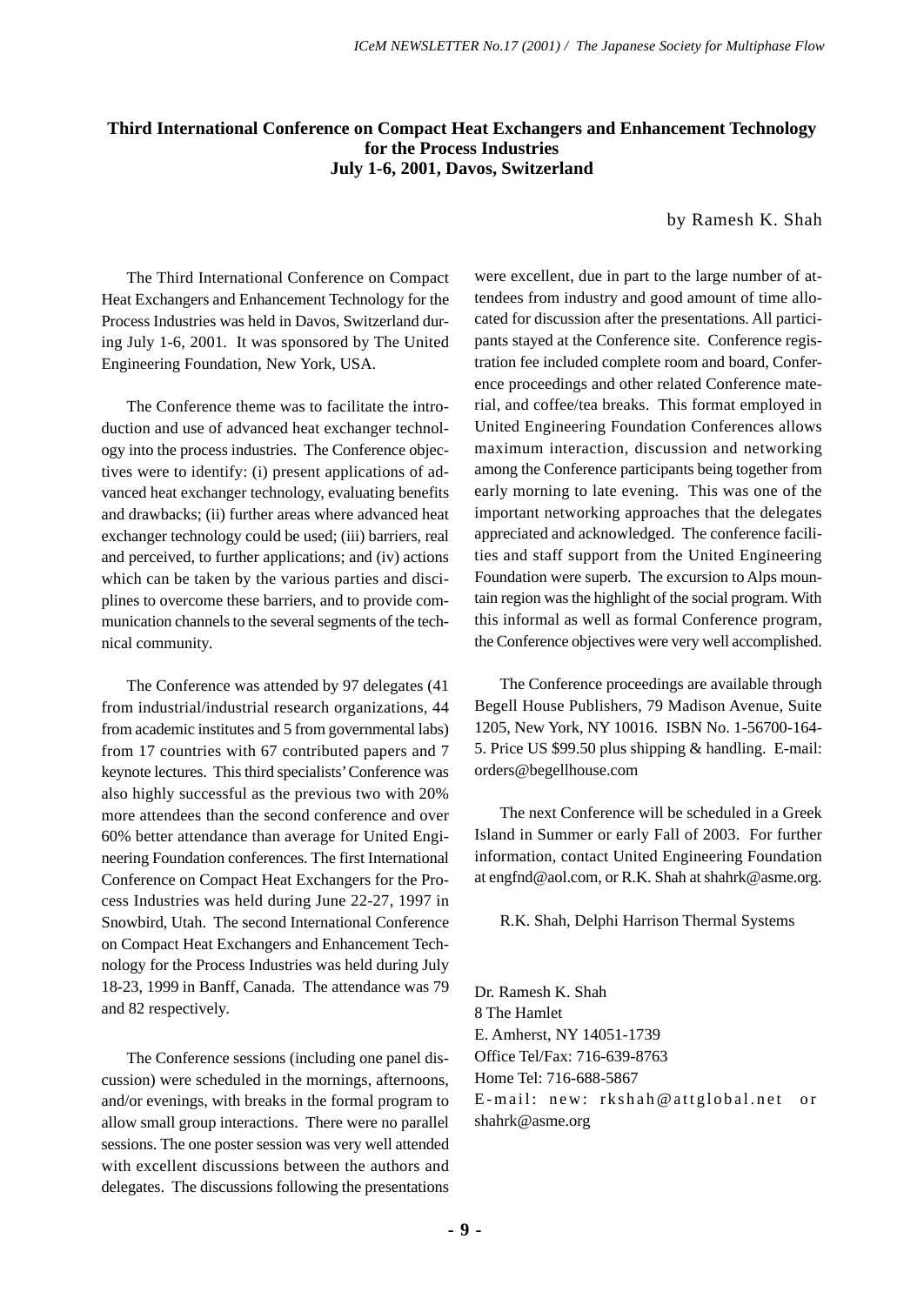# Third International Conference on Compact Heat Exchangers and Enhancement Technology for the Process Industries
## July 1-6, 2001, Davos, Switzerland

by Ramesh K. Shah

The Third International Conference on Compact Heat Exchangers and Enhancement Technology for the Process Industries was held in Davos, Switzerland during July 1-6, 2001. It was sponsored by The United Engineering Foundation, New York, USA.

The Conference theme was to facilitate the introduction and use of advanced heat exchanger technology into the process industries. The Conference objectives were to identify: (i) present applications of advanced heat exchanger technology, evaluating benefits and drawbacks; (ii) further areas where advanced heat exchanger technology could be used; (iii) barriers, real and perceived, to further applications; and (iv) actions which can be taken by the various parties and disciplines to overcome these barriers, and to provide communication channels to the several segments of the technical community.

The Conference was attended by 97 delegates (41 from industrial/industrial research organizations, 44 from academic institutes and 5 from governmental labs) from 17 countries with 67 contributed papers and 7 keynote lectures. This third specialists' Conference was also highly successful as the previous two with 20% more attendees than the second conference and over 60% better attendance than average for United Engineering Foundation conferences. The first International Conference on Compact Heat Exchangers for the Process Industries was held during June 22-27, 1997 in Snowbird, Utah. The second International Conference on Compact Heat Exchangers and Enhancement Technology for the Process Industries was held during July 18-23, 1999 in Banff, Canada. The attendance was 79 and 82 respectively.

The Conference sessions (including one panel discussion) were scheduled in the mornings, afternoons, and/or evenings, with breaks in the formal program to allow small group interactions. There were no parallel sessions. The one poster session was very well attended with excellent discussions between the authors and delegates. The discussions following the presentations were excellent, due in part to the large number of attendees from industry and good amount of time allocated for discussion after the presentations. All participants stayed at the Conference site. Conference registration fee included complete room and board, Conference proceedings and other related Conference material, and coffee/tea breaks. This format employed in United Engineering Foundation Conferences allows maximum interaction, discussion and networking among the Conference participants being together from early morning to late evening. This was one of the important networking approaches that the delegates appreciated and acknowledged. The conference facilities and staff support from the United Engineering Foundation were superb. The excursion to Alps mountain region was the highlight of the social program. With this informal as well as formal Conference program, the Conference objectives were very well accomplished.

The Conference proceedings are available through Begell House Publishers, 79 Madison Avenue, Suite 1205, New York, NY 10016. ISBN No. 1-56700-164-5. Price US $99.50 plus shipping & handling. E-mail: orders@begellhouse.com

The next Conference will be scheduled in a Greek Island in Summer or early Fall of 2003. For further information, contact United Engineering Foundation at engfnd@aol.com, or R.K. Shah at shahrk@asme.org.

R.K. Shah, Delphi Harrison Thermal Systems

Dr. Ramesh K. Shah  
8 The Hamlet  
E. Amherst, NY 14051-1739  
Office Tel/Fax: 716-639-8763  
Home Tel: 716-688-5867  
E-mail: new: rkshah@attglobal.net or shahrk@asme.org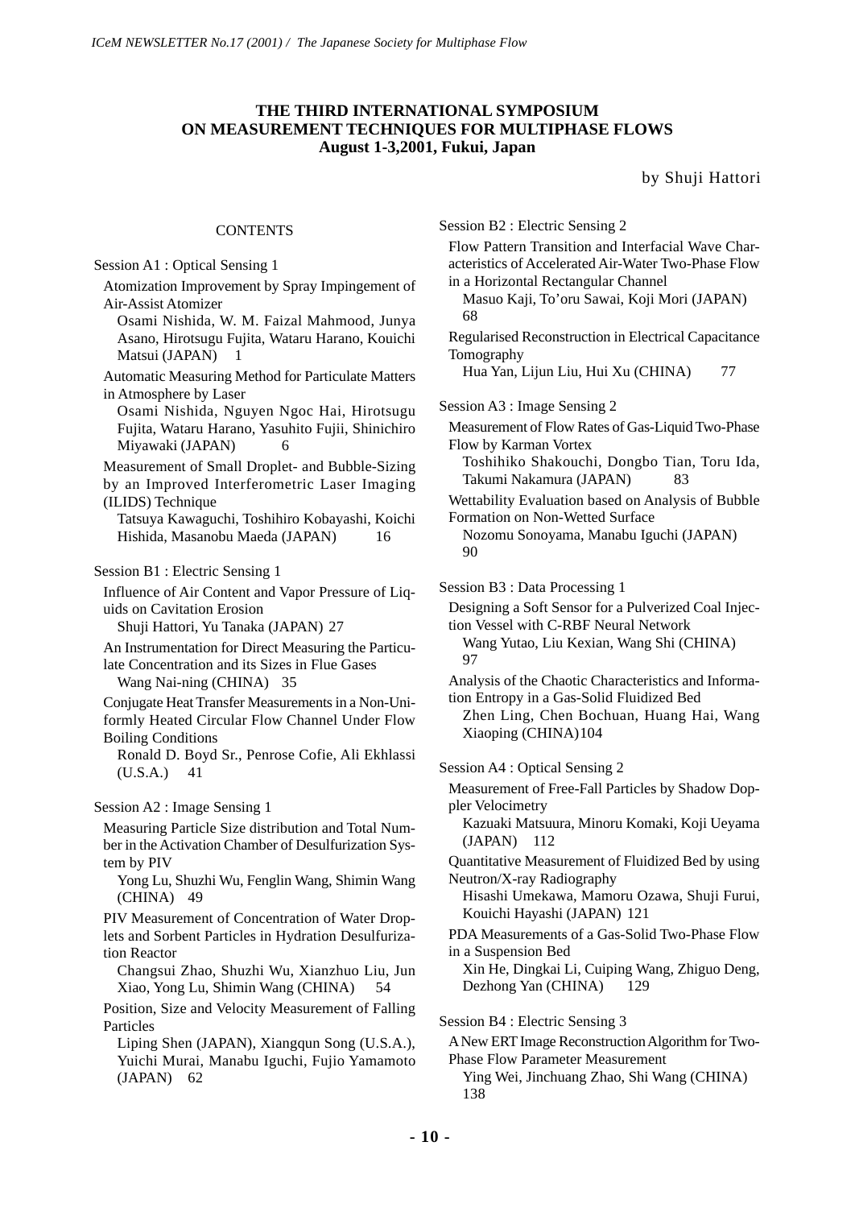## THE THIRD INTERNATIONAL SYMPOSIUM ON MEASUREMENT TECHNIQUES FOR MULTIPHASE FLOWS
**August 1-3,2001, Fukui, Japan**

by Shuji Hattori

### CONTENTS

Session A1 : Optical Sensing 1

Atomization Improvement by Spray Impingement of Air-Assist Atomizer
Osami Nishida, W. M. Faizal Mahmood, Junya Asano, Hirotsugu Fujita, Wataru Harano, Kouichi Matsui (JAPAN) 1

Automatic Measuring Method for Particulate Matters in Atmosphere by Laser
Osami Nishida, Nguyen Ngoc Hai, Hirotsugu Fujita, Wataru Harano, Yasuhito Fujii, Shinichiro Miyawaki (JAPAN) 6

Measurement of Small Droplet- and Bubble-Sizing by an Improved Interferometric Laser Imaging (ILIDS) Technique
Tatsuya Kawaguchi, Toshihiro Kobayashi, Koichi Hishida, Masanobu Maeda (JAPAN) 16

Session B1 : Electric Sensing 1

Influence of Air Content and Vapor Pressure of Liquids on Cavitation Erosion
Shuji Hattori, Yu Tanaka (JAPAN) 27

An Instrumentation for Direct Measuring the Particulate Concentration and its Sizes in Flue Gases
Wang Nai-ning (CHINA) 35

Conjugate Heat Transfer Measurements in a Non-Uniformly Heated Circular Flow Channel Under Flow Boiling Conditions
Ronald D. Boyd Sr., Penrose Cofie, Ali Ekhlassi (U.S.A.) 41

Session A2 : Image Sensing 1

Measuring Particle Size distribution and Total Number in the Activation Chamber of Desulfurization System by PIV
Yong Lu, Shuzhi Wu, Fenglin Wang, Shimin Wang (CHINA) 49

PIV Measurement of Concentration of Water Droplets and Sorbent Particles in Hydration Desulfurization Reactor
Changsui Zhao, Shuzhi Wu, Xianzhuo Liu, Jun Xiao, Yong Lu, Shimin Wang (CHINA) 54

Position, Size and Velocity Measurement of Falling Particles
Liping Shen (JAPAN), Xiangqun Song (U.S.A.), Yuichi Murai, Manabu Iguchi, Fujio Yamamoto (JAPAN) 62

Session B2 : Electric Sensing 2

Flow Pattern Transition and Interfacial Wave Characteristics of Accelerated Air-Water Two-Phase Flow in a Horizontal Rectangular Channel
Masuo Kaji, To'oru Sawai, Koji Mori (JAPAN) 68

Regularised Reconstruction in Electrical Capacitance Tomography
Hua Yan, Lijun Liu, Hui Xu (CHINA) 77

Session A3 : Image Sensing 2

Measurement of Flow Rates of Gas-Liquid Two-Phase Flow by Karman Vortex
Toshihiko Shakouchi, Dongbo Tian, Toru Ida, Takumi Nakamura (JAPAN) 83

Wettability Evaluation based on Analysis of Bubble Formation on Non-Wetted Surface
Nozomu Sonoyama, Manabu Iguchi (JAPAN) 90

Session B3 : Data Processing 1

Designing a Soft Sensor for a Pulverized Coal Injection Vessel with C-RBF Neural Network
Wang Yutao, Liu Kexian, Wang Shi (CHINA) 97

Analysis of the Chaotic Characteristics and Information Entropy in a Gas-Solid Fluidized Bed
Zhen Ling, Chen Bochuan, Huang Hai, Wang Xiaoping (CHINA) 104

Session A4 : Optical Sensing 2

Measurement of Free-Fall Particles by Shadow Doppler Velocimetry
Kazuaki Matsuura, Minoru Komaki, Koji Ueyama (JAPAN) 112

Quantitative Measurement of Fluidized Bed by using Neutron/X-ray Radiography
Hisashi Umekawa, Mamoru Ozawa, Shuji Furui, Kouichi Hayashi (JAPAN) 121

PDA Measurements of a Gas-Solid Two-Phase Flow in a Suspension Bed
Xin He, Dingkai Li, Cuiping Wang, Zhiguo Deng, Dezhong Yan (CHINA) 129

Session B4 : Electric Sensing 3

A New ERT Image Reconstruction Algorithm for Two-Phase Flow Parameter Measurement
Ying Wei, Jinchuang Zhao, Shi Wang (CHINA) 138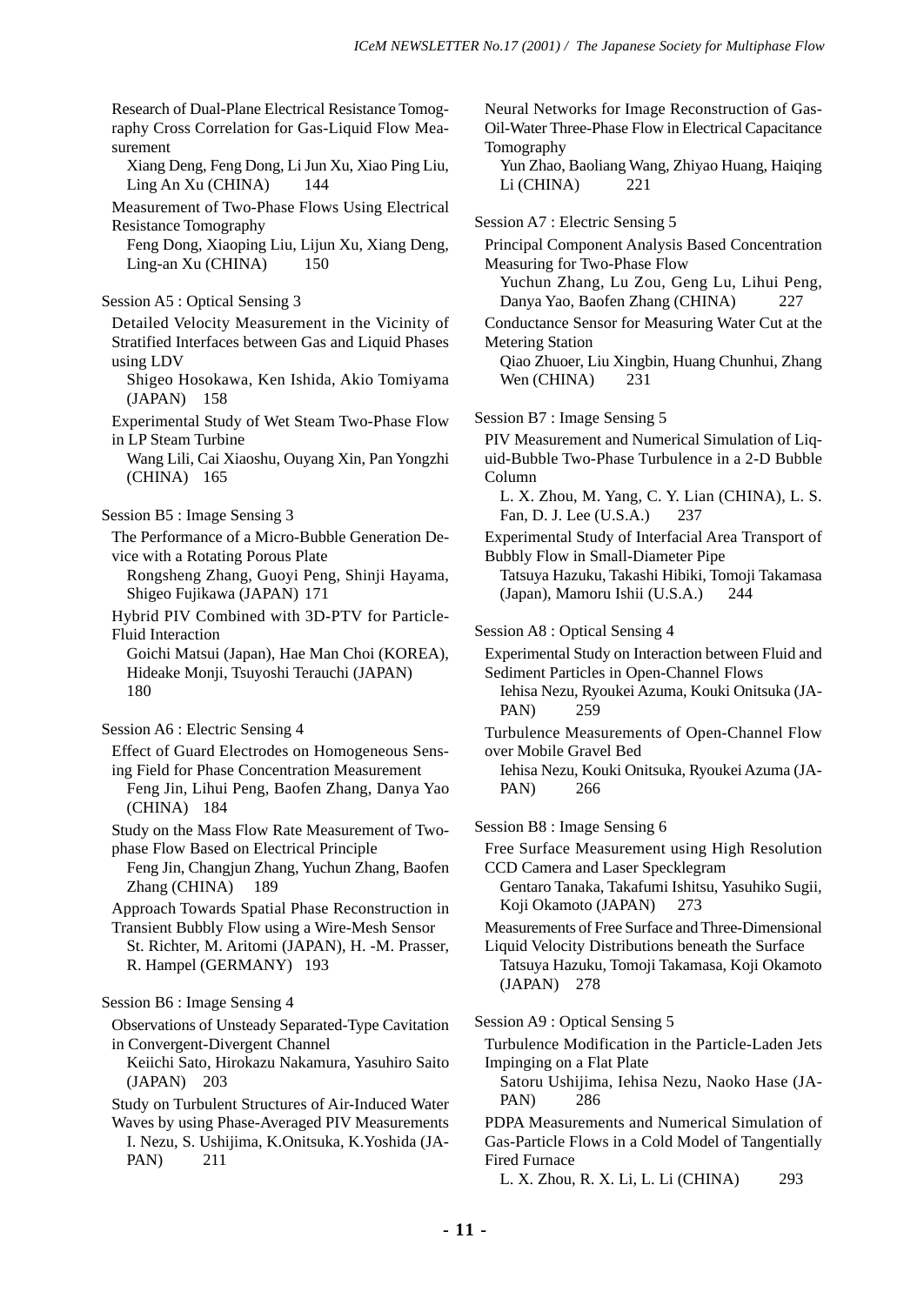Research of Dual-Plane Electrical Resistance Tomography Cross Correlation for Gas-Liquid Flow Measurement
Xiang Deng, Feng Dong, Li Jun Xu, Xiao Ping Liu, Ling An Xu (CHINA) 144

Measurement of Two-Phase Flows Using Electrical Resistance Tomography
Feng Dong, Xiaoping Liu, Lijun Xu, Xiang Deng, Ling-an Xu (CHINA) 150

Session A5 : Optical Sensing 3

Detailed Velocity Measurement in the Vicinity of Stratified Interfaces between Gas and Liquid Phases using LDV
Shigeo Hosokawa, Ken Ishida, Akio Tomiyama (JAPAN) 158

Experimental Study of Wet Steam Two-Phase Flow in LP Steam Turbine
Wang Lili, Cai Xiaoshu, Ouyang Xin, Pan Yongzhi (CHINA) 165

Session B5 : Image Sensing 3

The Performance of a Micro-Bubble Generation Device with a Rotating Porous Plate
Rongsheng Zhang, Guoyi Peng, Shinji Hayama, Shigeo Fujikawa (JAPAN) 171

Hybrid PIV Combined with 3D-PTV for Particle-Fluid Interaction
Goichi Matsui (Japan), Hae Man Choi (KOREA), Hideake Monji, Tsuyoshi Terauchi (JAPAN) 180

Session A6 : Electric Sensing 4

Effect of Guard Electrodes on Homogeneous Sensing Field for Phase Concentration Measurement
Feng Jin, Lihui Peng, Baofen Zhang, Danya Yao (CHINA) 184

Study on the Mass Flow Rate Measurement of Two-phase Flow Based on Electrical Principle
Feng Jin, Changjun Zhang, Yuchun Zhang, Baofen Zhang (CHINA) 189

Approach Towards Spatial Phase Reconstruction in Transient Bubbly Flow using a Wire-Mesh Sensor
St. Richter, M. Aritomi (JAPAN), H. -M. Prasser, R. Hampel (GERMANY) 193

Session B6 : Image Sensing 4

Observations of Unsteady Separated-Type Cavitation in Convergent-Divergent Channel
Keiichi Sato, Hirokazu Nakamura, Yasuhiro Saito (JAPAN) 203

Study on Turbulent Structures of Air-Induced Water Waves by using Phase-Averaged PIV Measurements
I. Nezu, S. Ushijima, K.Onitsuka, K.Yoshida (JAPAN) 211

Neural Networks for Image Reconstruction of Gas-Oil-Water Three-Phase Flow in Electrical Capacitance Tomography
Yun Zhao, Baoliang Wang, Zhiyao Huang, Haiqing Li (CHINA) 221

Session A7 : Electric Sensing 5

Principal Component Analysis Based Concentration Measuring for Two-Phase Flow
Yuchun Zhang, Lu Zou, Geng Lu, Lihui Peng, Danya Yao, Baofen Zhang (CHINA) 227

Conductance Sensor for Measuring Water Cut at the Metering Station
Qiao Zhuoer, Liu Xingbin, Huang Chunhui, Zhang Wen (CHINA) 231

Session B7 : Image Sensing 5

PIV Measurement and Numerical Simulation of Liquid-Bubble Two-Phase Turbulence in a 2-D Bubble Column
L. X. Zhou, M. Yang, C. Y. Lian (CHINA), L. S. Fan, D. J. Lee (U.S.A.) 237

Experimental Study of Interfacial Area Transport of Bubbly Flow in Small-Diameter Pipe
Tatsuya Hazuku, Takashi Hibiki, Tomoji Takamasa (Japan), Mamoru Ishii (U.S.A.) 244

Session A8 : Optical Sensing 4

Experimental Study on Interaction between Fluid and Sediment Particles in Open-Channel Flows
Iehisa Nezu, Ryoukei Azuma, Kouki Onitsuka (JAPAN) 259

Turbulence Measurements of Open-Channel Flow over Mobile Gravel Bed
Iehisa Nezu, Kouki Onitsuka, Ryoukei Azuma (JAPAN) 266

Session B8 : Image Sensing 6

Free Surface Measurement using High Resolution CCD Camera and Laser Specklegram
Gentaro Tanaka, Takafumi Ishitsu, Yasuhiko Sugii, Koji Okamoto (JAPAN) 273

Measurements of Free Surface and Three-Dimensional Liquid Velocity Distributions beneath the Surface
Tatsuya Hazuku, Tomoji Takamasa, Koji Okamoto (JAPAN) 278

Session A9 : Optical Sensing 5

Turbulence Modification in the Particle-Laden Jets Impinging on a Flat Plate
Satoru Ushijima, Iehisa Nezu, Naoko Hase (JAPAN) 286

PDPA Measurements and Numerical Simulation of Gas-Particle Flows in a Cold Model of Tangentially Fired Furnace
L. X. Zhou, R. X. Li, L. Li (CHINA) 293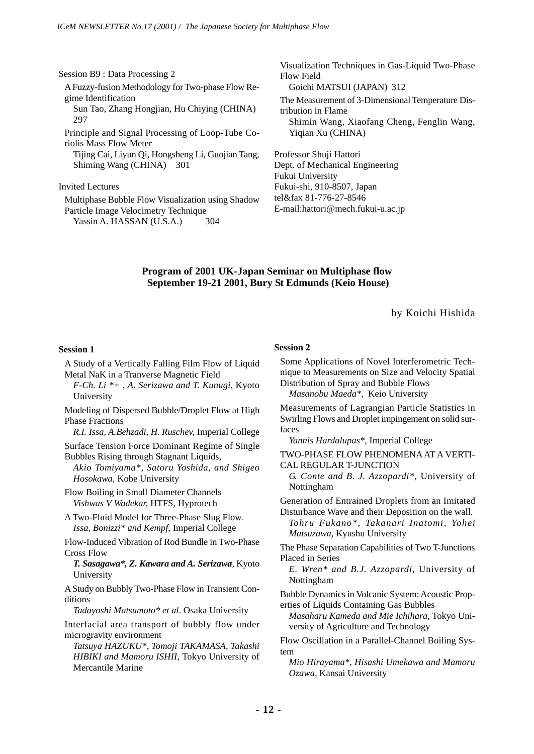Session B9 : Data Processing 2

A Fuzzy-fusion Methodology for Two-phase Flow Regime Identification
Sun Tao, Zhang Hongjian, Hu Chiying (CHINA) 297

Principle and Signal Processing of Loop-Tube Coriolis Mass Flow Meter
Tijing Cai, Liyun Qi, Hongsheng Li, Guojian Tang, Shiming Wang (CHINA) 301

Invited Lectures

Multiphase Bubble Flow Visualization using Shadow Particle Image Velocimetry Technique
Yassin A. HASSAN (U.S.A.) 304

Visualization Techniques in Gas-Liquid Two-Phase Flow Field
Goichi MATSUI (JAPAN) 312

The Measurement of 3-Dimensional Temperature Distribution in Flame
Shimin Wang, Xiaofang Cheng, Fenglin Wang, Yiqian Xu (CHINA)

Professor Shuji Hattori
Dept. of Mechanical Engineering
Fukui University
Fukui-shi, 910-8507, Japan
tel&fax 81-776-27-8546
E-mail:hattori@mech.fukui-u.ac.jp

## Program of 2001 UK-Japan Seminar on Multiphase flow September 19-21 2001, Bury St Edmunds (Keio House)

by Koichi Hishida

### Session 1

A Study of a Vertically Falling Film Flow of Liquid Metal NaK in a Tranverse Magnetic Field
*F-Ch. Li \*+ , A. Serizawa and T. Kunugi,* Kyoto University

Modeling of Dispersed Bubble/Droplet Flow at High Phase Fractions
*R.I. Issa, A.Behzadi, H. Ruschev,* Imperial College

Surface Tension Force Dominant Regime of Single Bubbles Rising through Stagnant Liquids,
*Akio Tomiyama\*, Satoru Yoshida, and Shigeo Hosokawa,* Kobe University

Flow Boiling in Small Diameter Channels
*Vishwas V Wadekar,* HTFS, Hyprotech

A Two-Fluid Model for Three-Phase Slug Flow.
*Issa, Bonizzi\* and Kempf,* Imperial College

Flow-Induced Vibration of Rod Bundle in Two-Phase Cross Flow
***T. Sasagawa\*, Z. Kawara and A. Serizawa,*** Kyoto University

A Study on Bubbly Two-Phase Flow in Transient Conditions
*Tadayoshi Matsumoto\* et al.* Osaka University

Interfacial area transport of bubbly flow under microgravity environment
*Tatsuya HAZUKU\*, Tomoji TAKAMASA, Takashi HIBIKI and Mamoru ISHII,* Tokyo University of Mercantile Marine

### Session 2

Some Applications of Novel Interferometric Technique to Measurements on Size and Velocity Spatial Distribution of Spray and Bubble Flows
*Masanobu Maeda\*,* Keio University

Measurements of Lagrangian Particle Statistics in Swirling Flows and Droplet impingement on solid surfaces
*Yannis Hardalupas\*,* Imperial College

TWO-PHASE FLOW PHENOMENA AT A VERTICAL REGULAR T-JUNCTION
*G. Conte and B. J. Azzopardi\*,* University of Nottingham

Generation of Entrained Droplets from an Imitated Disturbance Wave and their Deposition on the wall.
*Tohru Fukano\*, Takanari Inatomi, Yohei Matsuzawa,* Kyushu University

The Phase Separation Capabilities of Two T-Junctions Placed in Series
*E. Wren\* and B.J. Azzopardi,* University of Nottingham

Bubble Dynamics in Volcanic System: Acoustic Properties of Liquids Containing Gas Bubbles
*Masaharu Kameda and Mie Ichihara,* Tokyo University of Agriculture and Technology

Flow Oscillation in a Parallel-Channel Boiling System
*Mio Hirayama\*, Hisashi Umekawa and Mamoru Ozawa,* Kansai University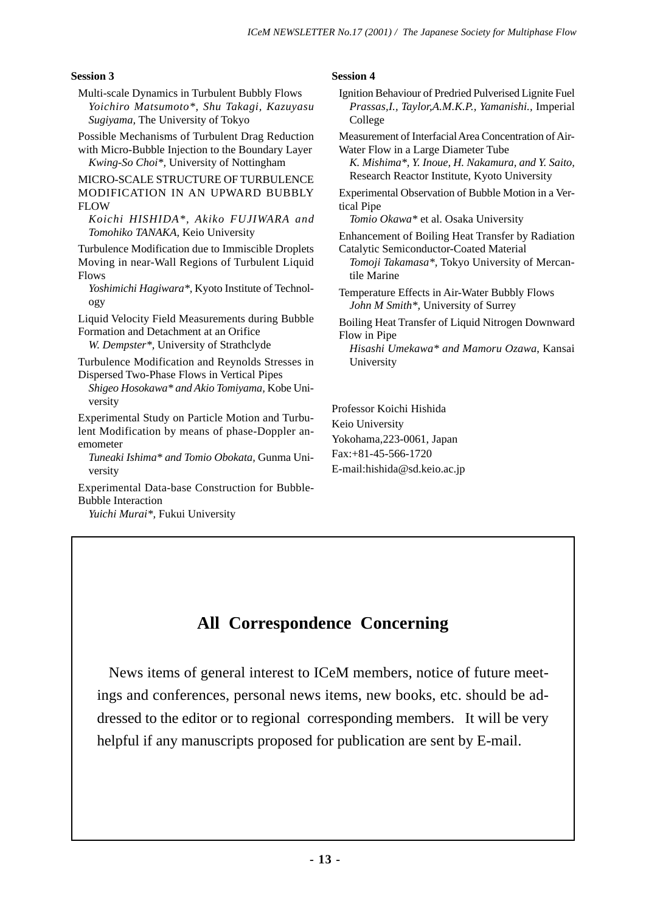**Session 3**

Multi-scale Dynamics in Turbulent Bubbly Flows
*Yoichiro Matsumoto\*, Shu Takagi, Kazuyasu Sugiyama,* The University of Tokyo

Possible Mechanisms of Turbulent Drag Reduction with Micro-Bubble Injection to the Boundary Layer
*Kwing-So Choi\*,* University of Nottingham

MICRO-SCALE STRUCTURE OF TURBULENCE MODIFICATION IN AN UPWARD BUBBLY FLOW
*Koichi HISHIDA\*, Akiko FUJIWARA and Tomohiko TANAKA,* Keio University

Turbulence Modification due to Immiscible Droplets Moving in near-Wall Regions of Turbulent Liquid Flows
*Yoshimichi Hagiwara\*,* Kyoto Institute of Technology

Liquid Velocity Field Measurements during Bubble Formation and Detachment at an Orifice
*W. Dempster\*,* University of Strathclyde

Turbulence Modification and Reynolds Stresses in Dispersed Two-Phase Flows in Vertical Pipes
*Shigeo Hosokawa\* and Akio Tomiyama,* Kobe University

Experimental Study on Particle Motion and Turbulent Modification by means of phase-Doppler anemometer
*Tuneaki Ishima\* and Tomio Obokata,* Gunma University

Experimental Data-base Construction for Bubble-Bubble Interaction
*Yuichi Murai\*,* Fukui University

**Session 4**

Ignition Behaviour of Predried Pulverised Lignite Fuel
*Prassas,I., Taylor,A.M.K.P., Yamanishi.,* Imperial College

Measurement of Interfacial Area Concentration of Air-Water Flow in a Large Diameter Tube
*K. Mishima\*, Y. Inoue, H. Nakamura, and Y. Saito,* Research Reactor Institute, Kyoto University

Experimental Observation of Bubble Motion in a Vertical Pipe
*Tomio Okawa\** et al. Osaka University

Enhancement of Boiling Heat Transfer by Radiation Catalytic Semiconductor-Coated Material
*Tomoji Takamasa\*,* Tokyo University of Mercantile Marine

Temperature Effects in Air-Water Bubbly Flows
*John M Smith\*,* University of Surrey

Boiling Heat Transfer of Liquid Nitrogen Downward Flow in Pipe
*Hisashi Umekawa\* and Mamoru Ozawa,* Kansai University

Professor Koichi Hishida
Keio University
Yokohama,223-0061, Japan
Fax:+81-45-566-1720
E-mail:hishida@sd.keio.ac.jp

## All Correspondence Concerning

News items of general interest to ICeM members, notice of future meetings and conferences, personal news items, new books, etc. should be addressed to the editor or to regional corresponding members. It will be very helpful if any manuscripts proposed for publication are sent by E-mail.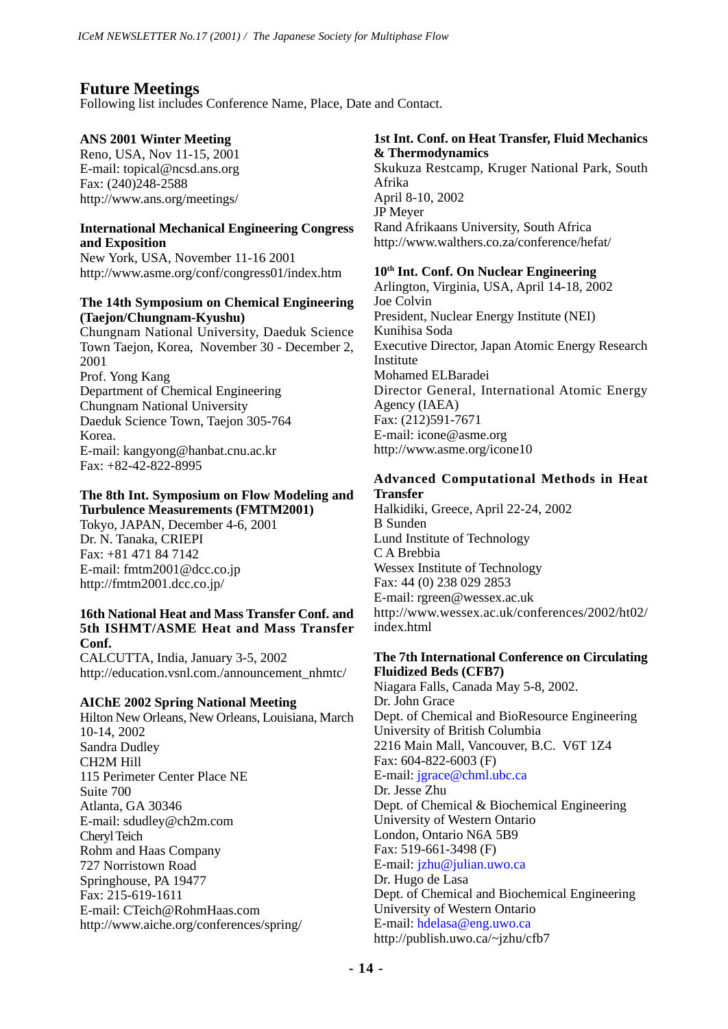## Future Meetings

Following list includes Conference Name, Place, Date and Contact.

**ANS 2001 Winter Meeting**
Reno, USA, Nov 11-15, 2001
E-mail: topical@ncsd.ans.org
Fax: (240)248-2588
http://www.ans.org/meetings/

**International Mechanical Engineering Congress and Exposition**
New York, USA, November 11-16 2001
http://www.asme.org/conf/congress01/index.htm

**The 14th Symposium on Chemical Engineering (Taejon/Chungnam-Kyushu)**
Chungnam National University, Daeduk Science Town Taejon, Korea, November 30 - December 2, 2001
Prof. Yong Kang
Department of Chemical Engineering
Chungnam National University
Daeduk Science Town, Taejon 305-764
Korea.
E-mail: kangyong@hanbat.cnu.ac.kr
Fax: +82-42-822-8995

**The 8th Int. Symposium on Flow Modeling and Turbulence Measurements (FMTM2001)**
Tokyo, JAPAN, December 4-6, 2001
Dr. N. Tanaka, CRIEPI
Fax: +81 471 84 7142
E-mail: fmtm2001@dcc.co.jp
http://fmtm2001.dcc.co.jp/

**16th National Heat and Mass Transfer Conf. and 5th ISHMT/ASME Heat and Mass Transfer Conf.**
CALCUTTA, India, January 3-5, 2002
http://education.vsnl.com./announcement_nhmtc/

**AIChE 2002 Spring National Meeting**
Hilton New Orleans, New Orleans, Louisiana, March 10-14, 2002
Sandra Dudley
CH2M Hill
115 Perimeter Center Place NE
Suite 700
Atlanta, GA 30346
E-mail: sdudley@ch2m.com
Cheryl Teich
Rohm and Haas Company
727 Norristown Road
Springhouse, PA 19477
Fax: 215-619-1611
E-mail: CTeich@RohmHaas.com
http://www.aiche.org/conferences/spring/

**1st Int. Conf. on Heat Transfer, Fluid Mechanics & Thermodynamics**
Skukuza Restcamp, Kruger National Park, South Afrika
April 8-10, 2002
JP Meyer
Rand Afrikaans University, South Africa
http://www.walthers.co.za/conference/hefat/

**10th Int. Conf. On Nuclear Engineering**
Arlington, Virginia, USA, April 14-18, 2002
Joe Colvin
President, Nuclear Energy Institute (NEI)
Kunihisa Soda
Executive Director, Japan Atomic Energy Research Institute
Mohamed ELBaradei
Director General, International Atomic Energy Agency (IAEA)
Fax: (212)591-7671
E-mail: icone@asme.org
http://www.asme.org/icone10

**Advanced Computational Methods in Heat Transfer**
Halkidiki, Greece, April 22-24, 2002
B Sunden
Lund Institute of Technology
C A Brebbia
Wessex Institute of Technology
Fax: 44 (0) 238 029 2853
E-mail: rgreen@wessex.ac.uk
http://www.wessex.ac.uk/conferences/2002/ht02/index.html

**The 7th International Conference on Circulating Fluidized Beds (CFB7)**
Niagara Falls, Canada May 5-8, 2002.
Dr. John Grace
Dept. of Chemical and BioResource Engineering
University of British Columbia
2216 Main Mall, Vancouver, B.C. V6T 1Z4
Fax: 604-822-6003 (F)
E-mail: jgrace@chml.ubc.ca
Dr. Jesse Zhu
Dept. of Chemical & Biochemical Engineering
University of Western Ontario
London, Ontario N6A 5B9
Fax: 519-661-3498 (F)
E-mail: jzhu@julian.uwo.ca
Dr. Hugo de Lasa
Dept. of Chemical and Biochemical Engineering
University of Western Ontario
E-mail: hdelasa@eng.uwo.ca
http://publish.uwo.ca/~jzhu/cfb7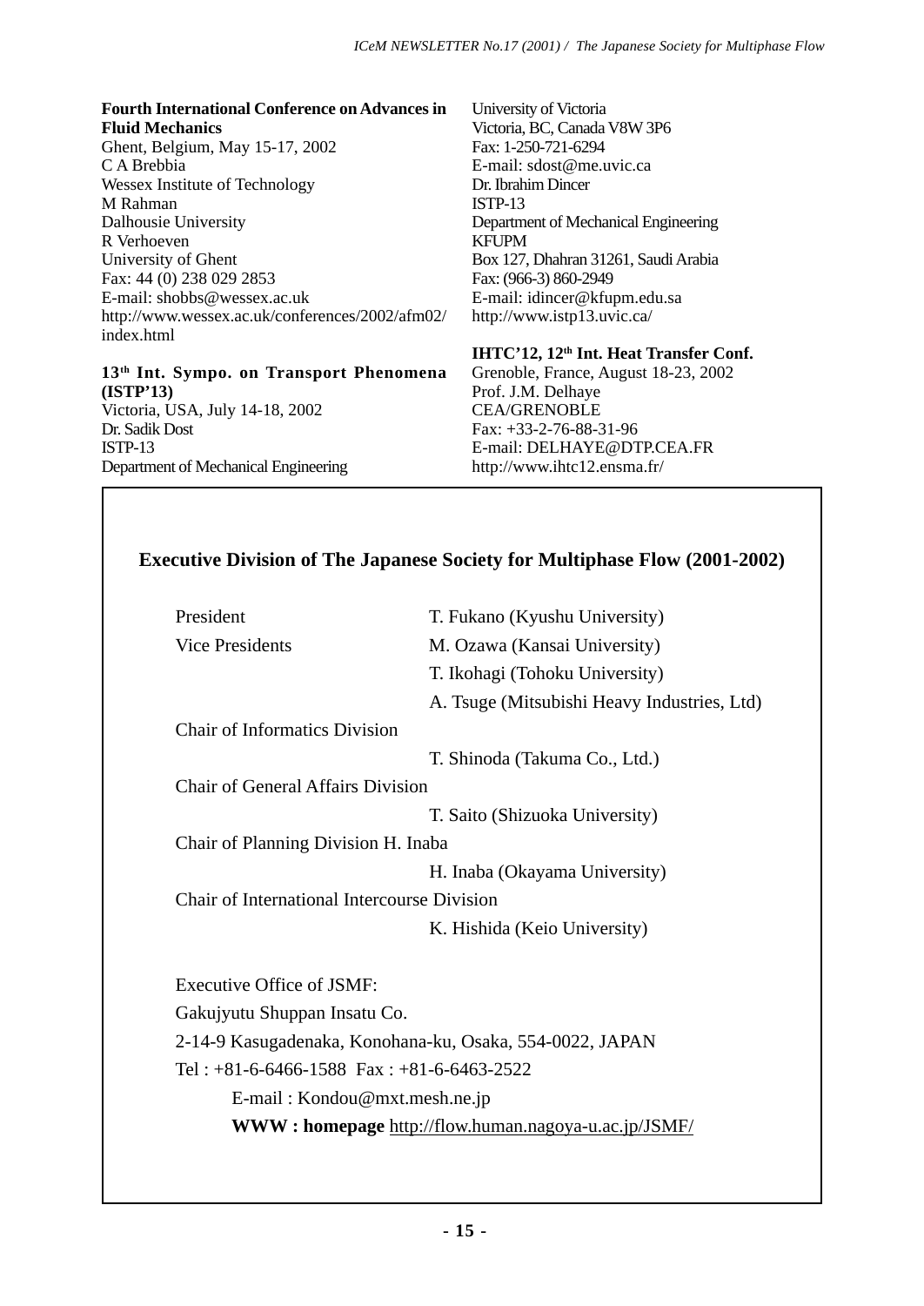**Fourth International Conference on Advances in Fluid Mechanics**
Ghent, Belgium, May 15-17, 2002
C A Brebbia
Wessex Institute of Technology
M Rahman
Dalhousie University
R Verhoeven
University of Ghent
Fax: 44 (0) 238 029 2853
E-mail: shobbs@wessex.ac.uk
http://www.wessex.ac.uk/conferences/2002/afm02/index.html

**13th Int. Sympo. on Transport Phenomena (ISTP'13)**
Victoria, USA, July 14-18, 2002
Dr. Sadik Dost
ISTP-13
Department of Mechanical Engineering
University of Victoria
Victoria, BC, Canada V8W 3P6
Fax: 1-250-721-6294
E-mail: sdost@me.uvic.ca
Dr. Ibrahim Dincer
ISTP-13
Department of Mechanical Engineering
KFUPM
Box 127, Dhahran 31261, Saudi Arabia
Fax: (966-3) 860-2949
E-mail: idincer@kfupm.edu.sa
http://www.istp13.uvic.ca/

**IHTC'12, 12th Int. Heat Transfer Conf.**
Grenoble, France, August 18-23, 2002
Prof. J.M. Delhaye
CEA/GRENOBLE
Fax: +33-2-76-88-31-96
E-mail: DELHAYE@DTP.CEA.FR
http://www.ihtc12.ensma.fr/

## Executive Division of The Japanese Society for Multiphase Flow (2001-2002)

| | |
|---|---|
| President | T. Fukano (Kyushu University) |
| Vice Presidents | M. Ozawa (Kansai University) |
| | T. Ikohagi (Tohoku University) |
| | A. Tsuge (Mitsubishi Heavy Industries, Ltd) |
| Chair of Informatics Division | |
| | T. Shinoda (Takuma Co., Ltd.) |
| Chair of General Affairs Division | |
| | T. Saito (Shizuoka University) |
| Chair of Planning Division H. Inaba | |
| | H. Inaba (Okayama University) |
| Chair of International Intercourse Division | |
| | K. Hishida (Keio University) |

Executive Office of JSMF:
Gakujyutu Shuppan Insatu Co.
2-14-9 Kasugadenaka, Konohana-ku, Osaka, 554-0022, JAPAN
Tel : +81-6-6466-1588 Fax : +81-6-6463-2522
E-mail : Kondou@mxt.mesh.ne.jp
**WWW : homepage** http://flow.human.nagoya-u.ac.jp/JSMF/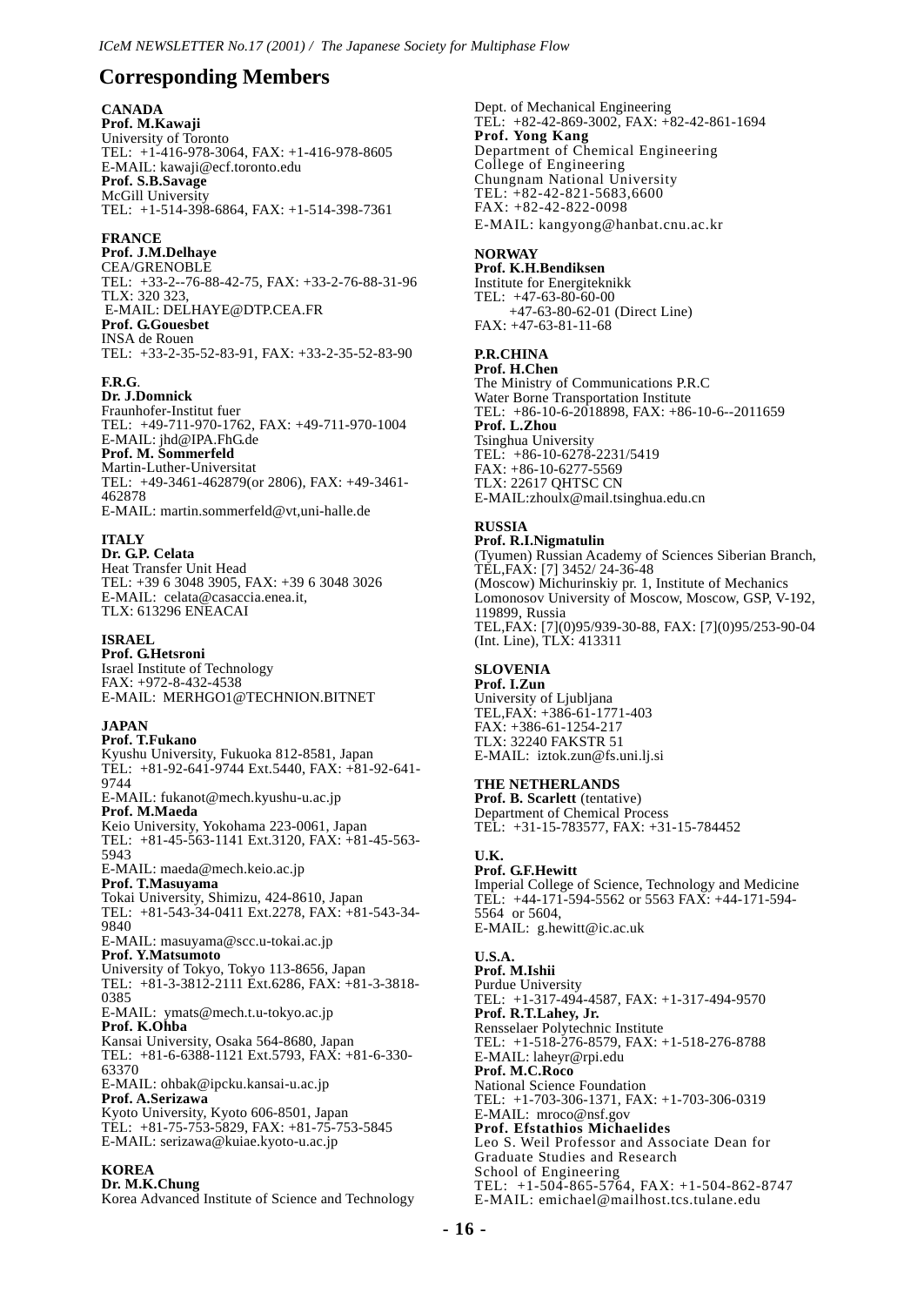# Corresponding Members

**CANADA**

**Prof. M.Kawaji**
University of Toronto
TEL: +1-416-978-3064, FAX: +1-416-978-8605
E-MAIL: kawaji@ecf.toronto.edu

**Prof. S.B.Savage**
McGill University
TEL: +1-514-398-6864, FAX: +1-514-398-7361

**FRANCE**

**Prof. J.M.Delhaye**
CEA/GRENOBLE
TEL: +33-2--76-88-42-75, FAX: +33-2-76-88-31-96
TLX: 320 323,
E-MAIL: DELHAYE@DTP.CEA.FR

**Prof. G.Gouesbet**
INSA de Rouen
TEL: +33-2-35-52-83-91, FAX: +33-2-35-52-83-90

**F.R.G.**

**Dr. J.Domnick**
Fraunhofer-Institut fuer
TEL: +49-711-970-1762, FAX: +49-711-970-1004
E-MAIL: jhd@IPA.FhG.de

**Prof. M. Sommerfeld**
Martin-Luther-Universitat
TEL: +49-3461-462879(or 2806), FAX: +49-3461-462878
E-MAIL: martin.sommerfeld@vt,uni-halle.de

**ITALY**

**Dr. G.P. Celata**
Heat Transfer Unit Head
TEL: +39 6 3048 3905, FAX: +39 6 3048 3026
E-MAIL: celata@casaccia.enea.it,
TLX: 613296 ENEACAI

**ISRAEL**

**Prof. G.Hetsroni**
Israel Institute of Technology
FAX: +972-8-432-4538
E-MAIL: MERHGO1@TECHNION.BITNET

**JAPAN**

**Prof. T.Fukano**
Kyushu University, Fukuoka 812-8581, Japan
TEL: +81-92-641-9744 Ext.5440, FAX: +81-92-641-9744
E-MAIL: fukanot@mech.kyushu-u.ac.jp

**Prof. M.Maeda**
Keio University, Yokohama 223-0061, Japan
TEL: +81-45-563-1141 Ext.3120, FAX: +81-45-563-5943
E-MAIL: maeda@mech.keio.ac.jp

**Prof. T.Masuyama**
Tokai University, Shimizu, 424-8610, Japan
TEL: +81-543-34-0411 Ext.2278, FAX: +81-543-34-9840
E-MAIL: masuyama@scc.u-tokai.ac.jp

**Prof. Y.Matsumoto**
University of Tokyo, Tokyo 113-8656, Japan
TEL: +81-3-3812-2111 Ext.6286, FAX: +81-3-3818-0385
E-MAIL: ymats@mech.t.u-tokyo.ac.jp

**Prof. K.Ohba**
Kansai University, Osaka 564-8680, Japan
TEL: +81-6-6388-1121 Ext.5793, FAX: +81-6-330-63370
E-MAIL: ohbak@ipcku.kansai-u.ac.jp

**Prof. A.Serizawa**
Kyoto University, Kyoto 606-8501, Japan
TEL: +81-75-753-5829, FAX: +81-75-753-5845
E-MAIL: serizawa@kuiae.kyoto-u.ac.jp

**KOREA**

**Dr. M.K.Chung**
Korea Advanced Institute of Science and Technology
Dept. of Mechanical Engineering
TEL: +82-42-869-3002, FAX: +82-42-861-1694

**Prof. Yong Kang**
Department of Chemical Engineering
College of Engineering
Chungnam National University
TEL: +82-42-821-5683,6600
FAX: +82-42-822-0098
E-MAIL: kangyong@hanbat.cnu.ac.kr

**NORWAY**

**Prof. K.H.Bendiksen**
Institute for Energiteknikk
TEL: +47-63-80-60-00
+47-63-80-62-01 (Direct Line)
FAX: +47-63-81-11-68

**P.R.CHINA**

**Prof. H.Chen**
The Ministry of Communications P.R.C
Water Borne Transportation Institute
TEL: +86-10-6-2018898, FAX: +86-10-6--2011659

**Prof. L.Zhou**
Tsinghua University
TEL: +86-10-6278-2231/5419
FAX: +86-10-6277-5569
TLX: 22617 QHTSC CN
E-MAIL:zhoulx@mail.tsinghua.edu.cn

**RUSSIA**

**Prof. R.I.Nigmatulin**
(Tyumen) Russian Academy of Sciences Siberian Branch,
TEL,FAX: [7] 3452/ 24-36-48
(Moscow) Michurinskiy pr. 1, Institute of Mechanics
Lomonosov University of Moscow, Moscow, GSP, V-192, 119899, Russia
TEL,FAX: [7](0)95/939-30-88, FAX: [7](0)95/253-90-04 (Int. Line), TLX: 413311

**SLOVENIA**

**Prof. I.Zun**
University of Ljubljana
TEL,FAX: +386-61-1771-403
FAX: +386-61-1254-217
TLX: 32240 FAKSTR 51
E-MAIL: iztok.zun@fs.uni.lj.si

**THE NETHERLANDS**

**Prof. B. Scarlett** (tentative)
Department of Chemical Process
TEL: +31-15-783577, FAX: +31-15-784452

**U.K.**

**Prof. G.F.Hewitt**
Imperial College of Science, Technology and Medicine
TEL: +44-171-594-5562 or 5563 FAX: +44-171-594-5564 or 5604,
E-MAIL: g.hewitt@ic.ac.uk

**U.S.A.**

**Prof. M.Ishii**
Purdue University
TEL: +1-317-494-4587, FAX: +1-317-494-9570

**Prof. R.T.Lahey, Jr.**
Rensselaer Polytechnic Institute
TEL: +1-518-276-8579, FAX: +1-518-276-8788
E-MAIL: laheyr@rpi.edu

**Prof. M.C.Roco**
National Science Foundation
TEL: +1-703-306-1371, FAX: +1-703-306-0319
E-MAIL: mroco@nsf.gov

**Prof. Efstathios Michaelides**
Leo S. Weil Professor and Associate Dean for Graduate Studies and Research
School of Engineering
TEL: +1-504-865-5764, FAX: +1-504-862-8747
E-MAIL: emichael@mailhost.tcs.tulane.edu